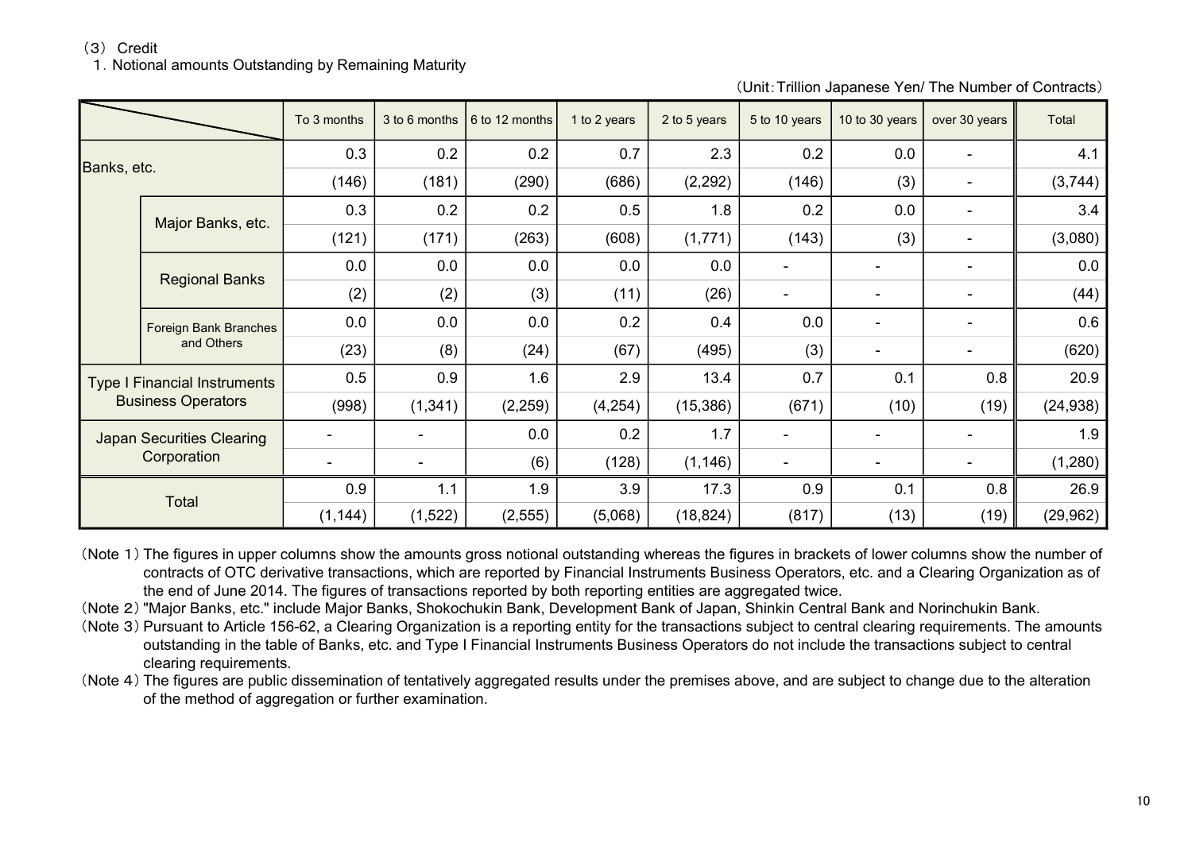（3） Credit

1．Notional amounts Outstanding by Remaining Maturity

（Unit：Trillion Japanese Yen/ The Number of Contracts）

| | | To 3 months | 3 to 6 months | 6 to 12 months | 1 to 2 years | 2 to 5 years | 5 to 10 years | 10 to 30 years | over 30 years | Total |
|---|---|---|---|---|---|---|---|---|---|---|
| Banks, etc. | | 0.3 | 0.2 | 0.2 | 0.7 | 2.3 | 0.2 | 0.0 | - | 4.1 |
| | | (146) | (181) | (290) | (686) | (2,292) | (146) | (3) | - | (3,744) |
| | Major Banks, etc. | 0.3 | 0.2 | 0.2 | 0.5 | 1.8 | 0.2 | 0.0 | - | 3.4 |
| | | (121) | (171) | (263) | (608) | (1,771) | (143) | (3) | - | (3,080) |
| | Regional Banks | 0.0 | 0.0 | 0.0 | 0.0 | 0.0 | - | - | - | 0.0 |
| | | (2) | (2) | (3) | (11) | (26) | - | - | - | (44) |
| | Foreign Bank Branches and Others | 0.0 | 0.0 | 0.0 | 0.2 | 0.4 | 0.0 | - | - | 0.6 |
| | | (23) | (8) | (24) | (67) | (495) | (3) | - | - | (620) |
| Type I Financial Instruments Business Operators | | 0.5 | 0.9 | 1.6 | 2.9 | 13.4 | 0.7 | 0.1 | 0.8 | 20.9 |
| | | (998) | (1,341) | (2,259) | (4,254) | (15,386) | (671) | (10) | (19) | (24,938) |
| Japan Securities Clearing Corporation | | - | - | 0.0 | 0.2 | 1.7 | - | - | - | 1.9 |
| | | - | - | (6) | (128) | (1,146) | - | - | - | (1,280) |
| Total | | 0.9 | 1.1 | 1.9 | 3.9 | 17.3 | 0.9 | 0.1 | 0.8 | 26.9 |
| | | (1,144) | (1,522) | (2,555) | (5,068) | (18,824) | (817) | (13) | (19) | (29,962) |

（Note 1）The figures in upper columns show the amounts gross notional outstanding whereas the figures in brackets of lower columns show the number of contracts of OTC derivative transactions, which are reported by Financial Instruments Business Operators, etc. and a Clearing Organization as of the end of June 2014. The figures of transactions reported by both reporting entities are aggregated twice.

（Note 2）"Major Banks, etc." include Major Banks, Shokochukin Bank, Development Bank of Japan, Shinkin Central Bank and Norinchukin Bank.

（Note 3）Pursuant to Article 156-62, a Clearing Organization is a reporting entity for the transactions subject to central clearing requirements. The amounts outstanding in the table of Banks, etc. and Type I Financial Instruments Business Operators do not include the transactions subject to central clearing requirements.

（Note 4）The figures are public dissemination of tentatively aggregated results under the premises above, and are subject to change due to the alteration of the method of aggregation or further examination.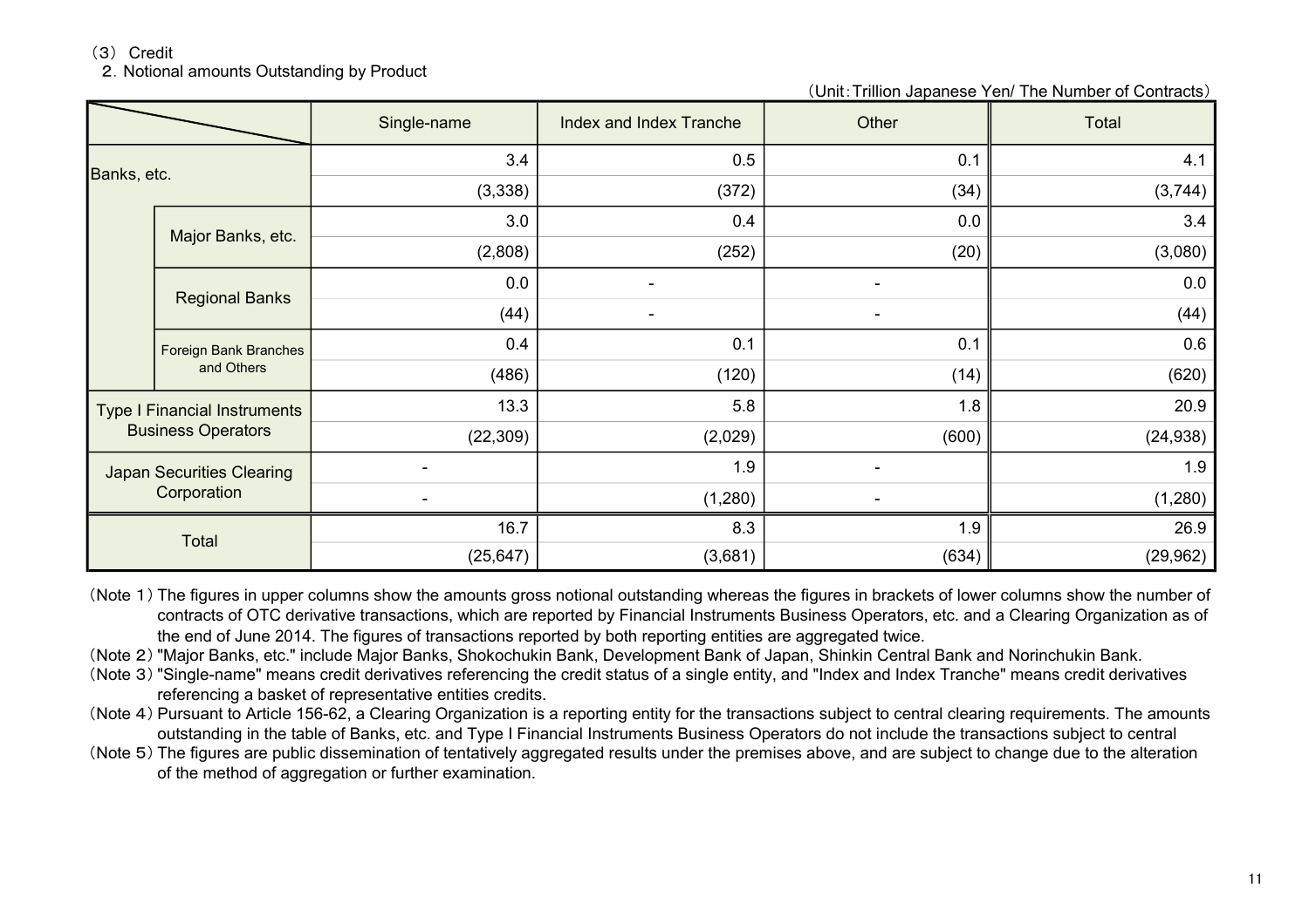（3） Credit

2. Notional amounts Outstanding by Product

（Unit：Trillion Japanese Yen/ The Number of Contracts）

| | | Single-name | Index and Index Tranche | Other | Total |
|---|---|---|---|---|---|
| Banks, etc. | | 3.4 | 0.5 | 0.1 | 4.1 |
| | | (3,338) | (372) | (34) | (3,744) |
| | Major Banks, etc. | 3.0 | 0.4 | 0.0 | 3.4 |
| | | (2,808) | (252) | (20) | (3,080) |
| | Regional Banks | 0.0 | - | - | 0.0 |
| | | (44) | - | - | (44) |
| | Foreign Bank Branches and Others | 0.4 | 0.1 | 0.1 | 0.6 |
| | | (486) | (120) | (14) | (620) |
| Type I Financial Instruments Business Operators | | 13.3 | 5.8 | 1.8 | 20.9 |
| | | (22,309) | (2,029) | (600) | (24,938) |
| Japan Securities Clearing Corporation | | - | 1.9 | - | 1.9 |
| | | - | (1,280) | - | (1,280) |
| Total | | 16.7 | 8.3 | 1.9 | 26.9 |
| | | (25,647) | (3,681) | (634) | (29,962) |

（Note 1）The figures in upper columns show the amounts gross notional outstanding whereas the figures in brackets of lower columns show the number of contracts of OTC derivative transactions, which are reported by Financial Instruments Business Operators, etc. and a Clearing Organization as of the end of June 2014. The figures of transactions reported by both reporting entities are aggregated twice.

（Note 2）"Major Banks, etc." include Major Banks, Shokochukin Bank, Development Bank of Japan, Shinkin Central Bank and Norinchukin Bank.

（Note 3）"Single-name" means credit derivatives referencing the credit status of a single entity, and "Index and Index Tranche" means credit derivatives referencing a basket of representative entities credits.

（Note 4）Pursuant to Article 156-62, a Clearing Organization is a reporting entity for the transactions subject to central clearing requirements. The amounts outstanding in the table of Banks, etc. and Type I Financial Instruments Business Operators do not include the transactions subject to central

（Note 5）The figures are public dissemination of tentatively aggregated results under the premises above, and are subject to change due to the alteration of the method of aggregation or further examination.